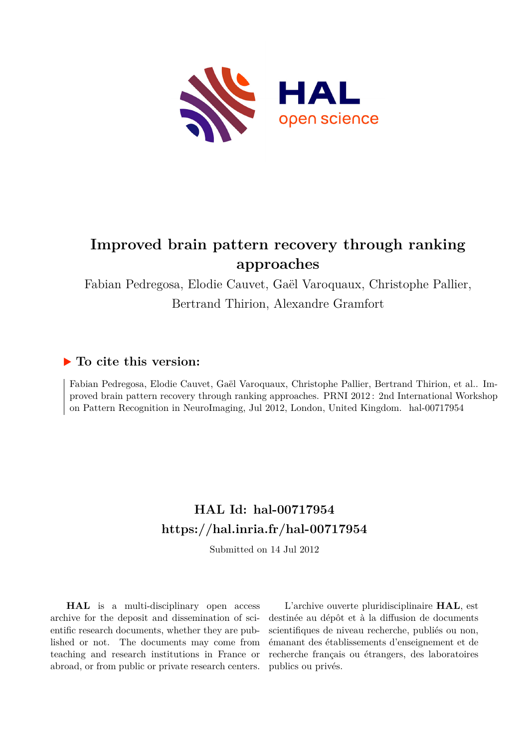# Improved brain pattern recovery through ranking approaches

Fabian Pedregosa, Elodie Cauvet, Gaël Varoquaux, Christophe Pallier, Bertrand Thirion, Alexandre Gramfort

## To cite this version:

Fabian Pedregosa, Elodie Cauvet, Gaël Varoquaux, Christophe Pallier, Bertrand Thirion, et al.. Improved brain pattern recovery through ranking approaches. PRNI 2012 : 2nd International Workshop on Pattern Recognition in NeuroImaging, Jul 2012, London, United Kingdom. hal-00717954

## HAL Id: hal-00717954
## https://hal.inria.fr/hal-00717954

Submitted on 14 Jul 2012

**HAL** is a multi-disciplinary open access archive for the deposit and dissemination of scientific research documents, whether they are published or not. The documents may come from teaching and research institutions in France or abroad, or from public or private research centers.

L'archive ouverte pluridisciplinaire **HAL**, est destinée au dépôt et à la diffusion de documents scientifiques de niveau recherche, publiés ou non, émanant des établissements d'enseignement et de recherche français ou étrangers, des laboratoires publics ou privés.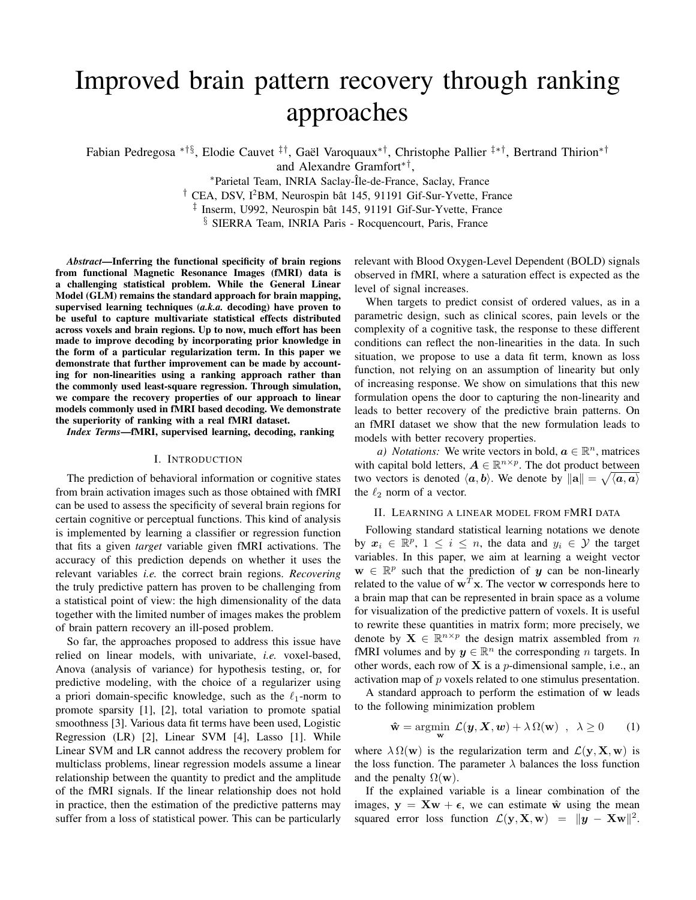# Improved brain pattern recovery through ranking approaches

Fabian Pedregosa [*†§], Elodie Cauvet [‡†], Gaël Varoquaux[*†], Christophe Pallier [‡*†], Bertrand Thirion[*†] and Alexandre Gramfort[*†],

[*]Parietal Team, INRIA Saclay-Île-de-France, Saclay, France

[†] CEA, DSV, I[2]BM, Neurospin bât 145, 91191 Gif-Sur-Yvette, France

[‡] Inserm, U992, Neurospin bât 145, 91191 Gif-Sur-Yvette, France

[§] SIERRA Team, INRIA Paris - Rocquencourt, Paris, France

***Abstract*—Inferring the functional specificity of brain regions from functional Magnetic Resonance Images (fMRI) data is a challenging statistical problem. While the General Linear Model (GLM) remains the standard approach for brain mapping, supervised learning techniques (*a.k.a.* decoding) have proven to be useful to capture multivariate statistical effects distributed across voxels and brain regions. Up to now, much effort has been made to improve decoding by incorporating prior knowledge in the form of a particular regularization term. In this paper we demonstrate that further improvement can be made by accounting for non-linearities using a ranking approach rather than the commonly used least-square regression. Through simulation, we compare the recovery properties of our approach to linear models commonly used in fMRI based decoding. We demonstrate the superiority of ranking with a real fMRI dataset.**

***Index Terms*—fMRI, supervised learning, decoding, ranking**

## I. Introduction

The prediction of behavioral information or cognitive states from brain activation images such as those obtained with fMRI can be used to assess the specificity of several brain regions for certain cognitive or perceptual functions. This kind of analysis is implemented by learning a classifier or regression function that fits a given *target* variable given fMRI activations. The accuracy of this prediction depends on whether it uses the relevant variables *i.e.* the correct brain regions. *Recovering* the truly predictive pattern has proven to be challenging from a statistical point of view: the high dimensionality of the data together with the limited number of images makes the problem of brain pattern recovery an ill-posed problem.

So far, the approaches proposed to address this issue have relied on linear models, with univariate, *i.e.* voxel-based, Anova (analysis of variance) for hypothesis testing, or, for predictive modeling, with the choice of a regularizer using a priori domain-specific knowledge, such as the $\ell_1$-norm to promote sparsity [1], [2], total variation to promote spatial smoothness [3]. Various data fit terms have been used, Logistic Regression (LR) [2], Linear SVM [4], Lasso [1]. While Linear SVM and LR cannot address the recovery problem for multiclass problems, linear regression models assume a linear relationship between the quantity to predict and the amplitude of the fMRI signals. If the linear relationship does not hold in practice, then the estimation of the predictive patterns may suffer from a loss of statistical power. This can be particularly relevant with Blood Oxygen-Level Dependent (BOLD) signals observed in fMRI, where a saturation effect is expected as the level of signal increases.

When targets to predict consist of ordered values, as in a parametric design, such as clinical scores, pain levels or the complexity of a cognitive task, the response to these different conditions can reflect the non-linearities in the data. In such situation, we propose to use a data fit term, known as loss function, not relying on an assumption of linearity but only of increasing response. We show on simulations that this new formulation opens the door to capturing the non-linearity and leads to better recovery of the predictive brain patterns. On an fMRI dataset we show that the new formulation leads to models with better recovery properties.

*a) Notations:* We write vectors in bold, $\boldsymbol{a} \in \mathbb{R}^n$, matrices with capital bold letters, $\boldsymbol{A} \in \mathbb{R}^{n \times p}$. The dot product between two vectors is denoted $\langle \boldsymbol{a}, \boldsymbol{b} \rangle$. We denote by $\|\mathbf{a}\| = \sqrt{\langle \boldsymbol{a}, \boldsymbol{a} \rangle}$ the $\ell_2$ norm of a vector.

## II. Learning a linear model from fMRI data

Following standard statistical learning notations we denote by $\boldsymbol{x}_i \in \mathbb{R}^p$, $1 \leq i \leq n$, the data and $y_i \in \mathcal{Y}$ the target variables. In this paper, we aim at learning a weight vector $\mathbf{w} \in \mathbb{R}^p$ such that the prediction of $\boldsymbol{y}$ can be non-linearly related to the value of $\mathbf{w}^T \mathbf{x}$. The vector $\mathbf{w}$ corresponds here to a brain map that can be represented in brain space as a volume for visualization of the predictive pattern of voxels. It is useful to rewrite these quantities in matrix form; more precisely, we denote by $\mathbf{X} \in \mathbb{R}^{n \times p}$ the design matrix assembled from $n$ fMRI volumes and by $\boldsymbol{y} \in \mathbb{R}^n$ the corresponding $n$ targets. In other words, each row of $\mathbf{X}$ is a $p$-dimensional sample, i.e., an activation map of $p$ voxels related to one stimulus presentation.

A standard approach to perform the estimation of $\mathbf{w}$ leads to the following minimization problem

$$\hat{\mathbf{w}} = \underset{\mathbf{w}}{\operatorname{argmin}} \ \mathcal{L}(\boldsymbol{y}, \boldsymbol{X}, \boldsymbol{w}) + \lambda \, \Omega(\mathbf{w}) \ \ , \ \ \lambda \geq 0 \qquad (1)$$

where $\lambda \, \Omega(\mathbf{w})$ is the regularization term and $\mathcal{L}(\mathbf{y}, \mathbf{X}, \mathbf{w})$ is the loss function. The parameter $\lambda$ balances the loss function and the penalty $\Omega(\mathbf{w})$.

If the explained variable is a linear combination of the images, $\mathbf{y} = \mathbf{X}\mathbf{w} + \boldsymbol{\epsilon}$, we can estimate $\hat{\mathbf{w}}$ using the mean squared error loss function $\mathcal{L}(\mathbf{y}, \mathbf{X}, \mathbf{w}) = \|\boldsymbol{y} - \mathbf{X}\mathbf{w}\|^2$.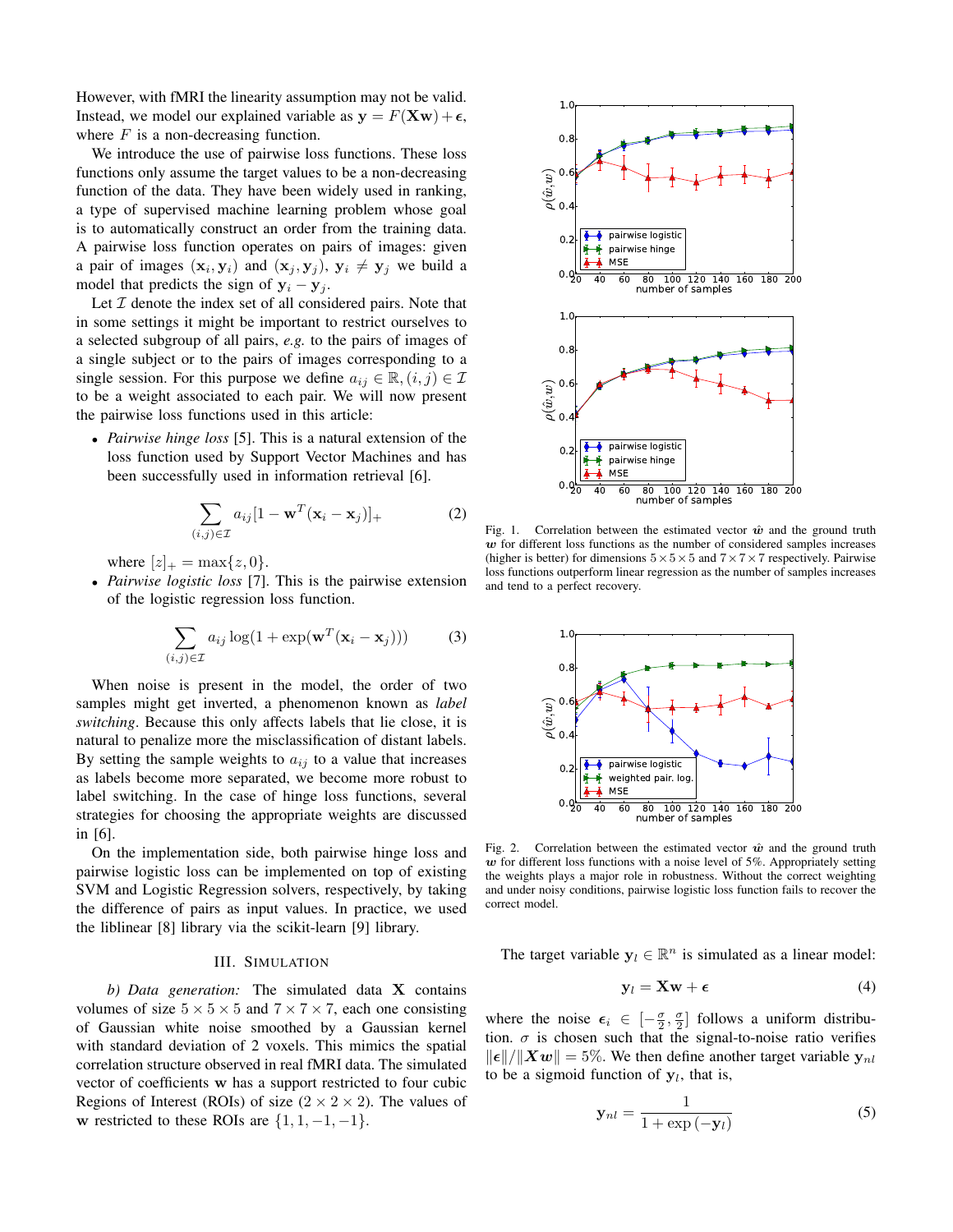However, with fMRI the linearity assumption may not be valid. Instead, we model our explained variable as $\mathbf{y} = F(\mathbf{X}\mathbf{w}) + \boldsymbol{\epsilon}$, where $F$ is a non-decreasing function.

We introduce the use of pairwise loss functions. These loss functions only assume the target values to be a non-decreasing function of the data. They have been widely used in ranking, a type of supervised machine learning problem whose goal is to automatically construct an order from the training data. A pairwise loss function operates on pairs of images: given a pair of images $(\mathbf{x}_i, \mathbf{y}_i)$ and $(\mathbf{x}_j, \mathbf{y}_j)$, $\mathbf{y}_i \neq \mathbf{y}_j$ we build a model that predicts the sign of $\mathbf{y}_i - \mathbf{y}_j$.

Let $\mathcal{I}$ denote the index set of all considered pairs. Note that in some settings it might be important to restrict ourselves to a selected subgroup of all pairs, *e.g.* to the pairs of images of a single subject or to the pairs of images corresponding to a single session. For this purpose we define $a_{ij} \in \mathbb{R}, (i,j) \in \mathcal{I}$ to be a weight associated to each pair. We will now present the pairwise loss functions used in this article:

- *Pairwise hinge loss* [5]. This is a natural extension of the loss function used by Support Vector Machines and has been successfully used in information retrieval [6].

$$\sum_{(i,j)\in\mathcal{I}} a_{ij}[1 - \mathbf{w}^T(\mathbf{x}_i - \mathbf{x}_j)]_+ \tag{2}$$

  where $[z]_+ = \max\{z, 0\}$.

- *Pairwise logistic loss* [7]. This is the pairwise extension of the logistic regression loss function.

$$\sum_{(i,j)\in\mathcal{I}} a_{ij} \log(1 + \exp(\mathbf{w}^T(\mathbf{x}_i - \mathbf{x}_j))) \tag{3}$$

When noise is present in the model, the order of two samples might get inverted, a phenomenon known as *label switching*. Because this only affects labels that lie close, it is natural to penalize more the misclassification of distant labels. By setting the sample weights to $a_{ij}$ to a value that increases as labels become more separated, we become more robust to label switching. In the case of hinge loss functions, several strategies for choosing the appropriate weights are discussed in [6].

On the implementation side, both pairwise hinge loss and pairwise logistic loss can be implemented on top of existing SVM and Logistic Regression solvers, respectively, by taking the difference of pairs as input values. In practice, we used the liblinear [8] library via the scikit-learn [9] library.

## III. Simulation

*b) Data generation:* The simulated data $\mathbf{X}$ contains volumes of size $5 \times 5 \times 5$ and $7 \times 7 \times 7$, each one consisting of Gaussian white noise smoothed by a Gaussian kernel with standard deviation of 2 voxels. This mimics the spatial correlation structure observed in real fMRI data. The simulated vector of coefficients $\mathbf{w}$ has a support restricted to four cubic Regions of Interest (ROIs) of size $(2 \times 2 \times 2)$. The values of $\mathbf{w}$ restricted to these ROIs are $\{1, 1, -1, -1\}$.

Fig. 1. Correlation between the estimated vector $\hat{\boldsymbol{w}}$ and the ground truth $\boldsymbol{w}$ for different loss functions as the number of considered samples increases (higher is better) for dimensions $5\times5\times5$ and $7\times7\times7$ respectively. Pairwise loss functions outperform linear regression as the number of samples increases and tend to a perfect recovery.

Fig. 2. Correlation between the estimated vector $\hat{\boldsymbol{w}}$ and the ground truth $\boldsymbol{w}$ for different loss functions with a noise level of 5%. Appropriately setting the weights plays a major role in robustness. Without the correct weighting and under noisy conditions, pairwise logistic loss function fails to recover the correct model.

The target variable $\mathbf{y}_l \in \mathbb{R}^n$ is simulated as a linear model:

$$\mathbf{y}_l = \mathbf{X}\mathbf{w} + \boldsymbol{\epsilon} \tag{4}$$

where the noise $\boldsymbol{\epsilon}_i \in [-\frac{\sigma}{2}, \frac{\sigma}{2}]$ follows a uniform distribution. $\sigma$ is chosen such that the signal-to-noise ratio verifies $\|\boldsymbol{\epsilon}\|/\|\boldsymbol{X}\boldsymbol{w}\| = 5\%$. We then define another target variable $\mathbf{y}_{nl}$ to be a sigmoid function of $\mathbf{y}_l$, that is,

$$\mathbf{y}_{nl} = \frac{1}{1 + \exp(-\mathbf{y}_l)} \tag{5}$$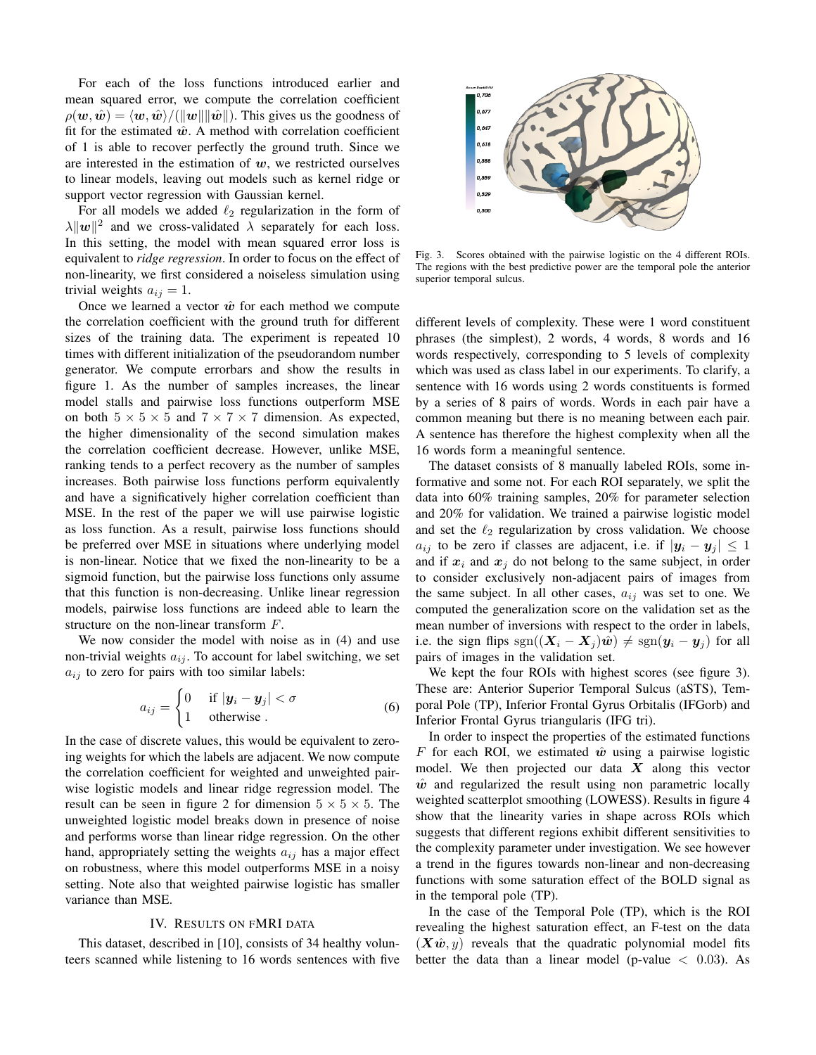For each of the loss functions introduced earlier and mean squared error, we compute the correlation coefficient $\rho(\boldsymbol{w}, \hat{\boldsymbol{w}}) = \langle \boldsymbol{w}, \hat{\boldsymbol{w}} \rangle / (\|\boldsymbol{w}\| \|\hat{\boldsymbol{w}}\|)$. This gives us the goodness of fit for the estimated $\hat{\boldsymbol{w}}$. A method with correlation coefficient of 1 is able to recover perfectly the ground truth. Since we are interested in the estimation of $\boldsymbol{w}$, we restricted ourselves to linear models, leaving out models such as kernel ridge or support vector regression with Gaussian kernel.

For all models we added $\ell_2$ regularization in the form of $\lambda \|\boldsymbol{w}\|^2$ and we cross-validated $\lambda$ separately for each loss. In this setting, the model with mean squared error loss is equivalent to *ridge regression*. In order to focus on the effect of non-linearity, we first considered a noiseless simulation using trivial weights $a_{ij} = 1$.

Once we learned a vector $\hat{\boldsymbol{w}}$ for each method we compute the correlation coefficient with the ground truth for different sizes of the training data. The experiment is repeated 10 times with different initialization of the pseudorandom number generator. We compute errorbars and show the results in figure 1. As the number of samples increases, the linear model stalls and pairwise loss functions outperform MSE on both $5 \times 5 \times 5$ and $7 \times 7 \times 7$ dimension. As expected, the higher dimensionality of the second simulation makes the correlation coefficient decrease. However, unlike MSE, ranking tends to a perfect recovery as the number of samples increases. Both pairwise loss functions perform equivalently and have a significatively higher correlation coefficient than MSE. In the rest of the paper we will use pairwise logistic as loss function. As a result, pairwise loss functions should be preferred over MSE in situations where underlying model is non-linear. Notice that we fixed the non-linearity to be a sigmoid function, but the pairwise loss functions only assume that this function is non-decreasing. Unlike linear regression models, pairwise loss functions are indeed able to learn the structure on the non-linear transform $F$.

We now consider the model with noise as in (4) and use non-trivial weights $a_{ij}$. To account for label switching, we set $a_{ij}$ to zero for pairs with too similar labels:

$$a_{ij} = \begin{cases} 0 & \text{if } |\boldsymbol{y}_i - \boldsymbol{y}_j| < \sigma \\ 1 & \text{otherwise .} \end{cases} \tag{6}$$

In the case of discrete values, this would be equivalent to zeroing weights for which the labels are adjacent. We now compute the correlation coefficient for weighted and unweighted pairwise logistic models and linear ridge regression model. The result can be seen in figure 2 for dimension $5 \times 5 \times 5$. The unweighted logistic model breaks down in presence of noise and performs worse than linear ridge regression. On the other hand, appropriately setting the weights $a_{ij}$ has a major effect on robustness, where this model outperforms MSE in a noisy setting. Note also that weighted pairwise logistic has smaller variance than MSE.

## IV. Results on fMRI data

This dataset, described in [10], consists of 34 healthy volunteers scanned while listening to 16 words sentences with five different levels of complexity. These were 1 word constituent phrases (the simplest), 2 words, 4 words, 8 words and 16 words respectively, corresponding to 5 levels of complexity which was used as class label in our experiments. To clarify, a sentence with 16 words using 2 words constituents is formed by a series of 8 pairs of words. Words in each pair have a common meaning but there is no meaning between each pair. A sentence has therefore the highest complexity when all the 16 words form a meaningful sentence.

Fig. 3. Scores obtained with the pairwise logistic on the 4 different ROIs. The regions with the best predictive power are the temporal pole the anterior superior temporal sulcus.

The dataset consists of 8 manually labeled ROIs, some informative and some not. For each ROI separately, we split the data into 60% training samples, 20% for parameter selection and 20% for validation. We trained a pairwise logistic model and set the $\ell_2$ regularization by cross validation. We choose $a_{ij}$ to be zero if classes are adjacent, i.e. if $|\boldsymbol{y}_i - \boldsymbol{y}_j| \leq 1$ and if $\boldsymbol{x}_i$ and $\boldsymbol{x}_j$ do not belong to the same subject, in order to consider exclusively non-adjacent pairs of images from the same subject. In all other cases, $a_{ij}$ was set to one. We computed the generalization score on the validation set as the mean number of inversions with respect to the order in labels, i.e. the sign flips $\text{sgn}((\boldsymbol{X}_i - \boldsymbol{X}_j)\hat{\boldsymbol{w}}) \neq \text{sgn}(\boldsymbol{y}_i - \boldsymbol{y}_j)$ for all pairs of images in the validation set.

We kept the four ROIs with highest scores (see figure 3). These are: Anterior Superior Temporal Sulcus (aSTS), Temporal Pole (TP), Inferior Frontal Gyrus Orbitalis (IFGorb) and Inferior Frontal Gyrus triangularis (IFG tri).

In order to inspect the properties of the estimated functions $F$ for each ROI, we estimated $\hat{\boldsymbol{w}}$ using a pairwise logistic model. We then projected our data $\boldsymbol{X}$ along this vector $\hat{\boldsymbol{w}}$ and regularized the result using non parametric locally weighted scatterplot smoothing (LOWESS). Results in figure 4 show that the linearity varies in shape across ROIs which suggests that different regions exhibit different sensitivities to the complexity parameter under investigation. We see however a trend in the figures towards non-linear and non-decreasing functions with some saturation effect of the BOLD signal as in the temporal pole (TP).

In the case of the Temporal Pole (TP), which is the ROI revealing the highest saturation effect, an F-test on the data $(\boldsymbol{X}\hat{\boldsymbol{w}}, y)$ reveals that the quadratic polynomial model fits better the data than a linear model (p-value $< 0.03$). As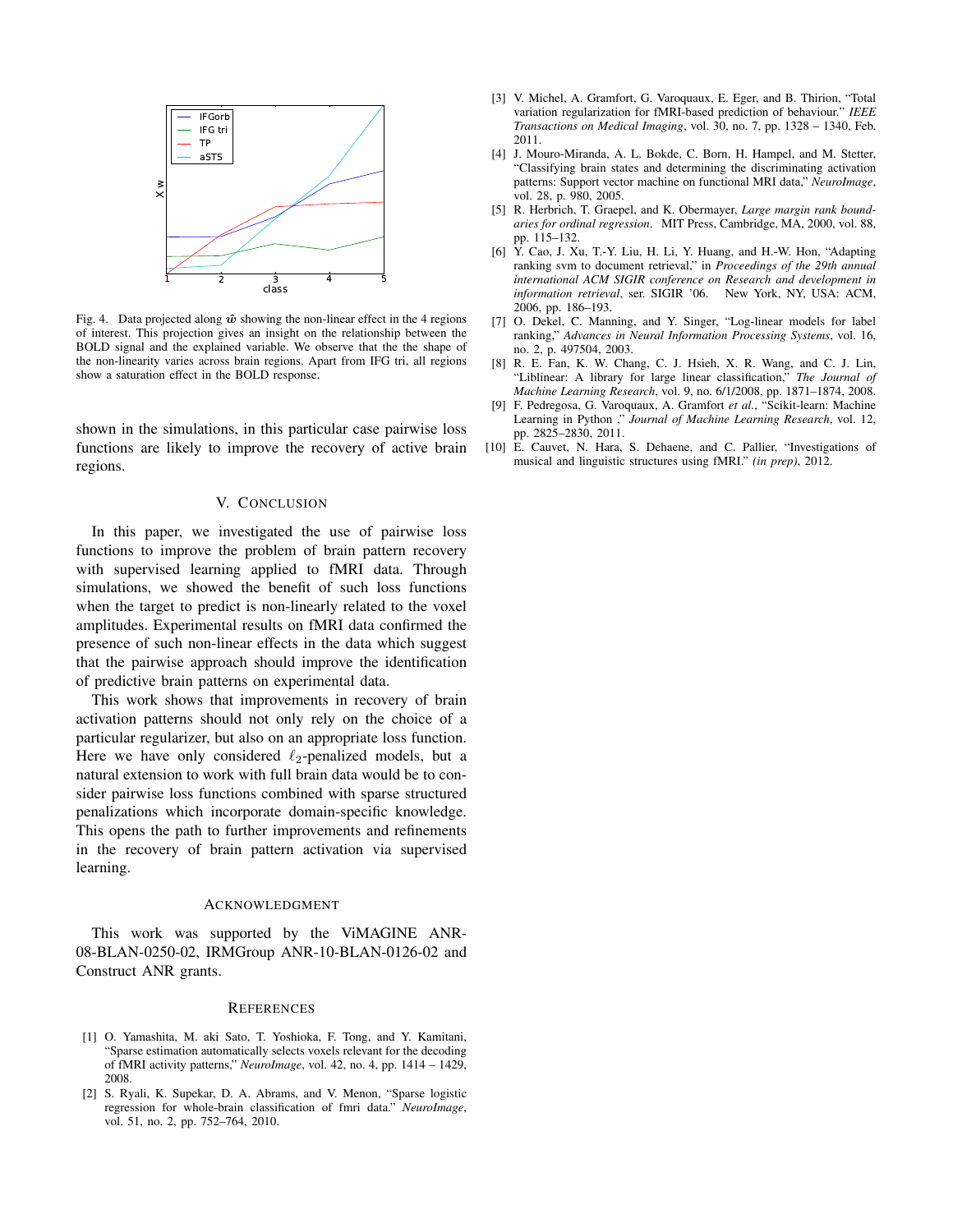IFGorb
IFG tri
TP
aSTS

X w

1
2
3
4
5
class

Fig. 4. Data projected along $\hat{\boldsymbol{w}}$ showing the non-linear effect in the 4 regions of interest. This projection gives an insight on the relationship between the BOLD signal and the explained variable. We observe that the the shape of the non-linearity varies across brain regions. Apart from IFG tri, all regions show a saturation effect in the BOLD response.

shown in the simulations, in this particular case pairwise loss functions are likely to improve the recovery of active brain regions.

## V. Conclusion

In this paper, we investigated the use of pairwise loss functions to improve the problem of brain pattern recovery with supervised learning applied to fMRI data. Through simulations, we showed the benefit of such loss functions when the target to predict is non-linearly related to the voxel amplitudes. Experimental results on fMRI data confirmed the presence of such non-linear effects in the data which suggest that the pairwise approach should improve the identification of predictive brain patterns on experimental data.

This work shows that improvements in recovery of brain activation patterns should not only rely on the choice of a particular regularizer, but also on an appropriate loss function. Here we have only considered $\ell_2$-penalized models, but a natural extension to work with full brain data would be to consider pairwise loss functions combined with sparse structured penalizations which incorporate domain-specific knowledge. This opens the path to further improvements and refinements in the recovery of brain pattern activation via supervised learning.

## Acknowledgment

This work was supported by the ViMAGINE ANR-08-BLAN-0250-02, IRMGroup ANR-10-BLAN-0126-02 and Construct ANR grants.

## References

[1] O. Yamashita, M. aki Sato, T. Yoshioka, F. Tong, and Y. Kamitani, "Sparse estimation automatically selects voxels relevant for the decoding of fMRI activity patterns," *NeuroImage*, vol. 42, no. 4, pp. 1414 – 1429, 2008.

[2] S. Ryali, K. Supekar, D. A. Abrams, and V. Menon, "Sparse logistic regression for whole-brain classification of fmri data." *NeuroImage*, vol. 51, no. 2, pp. 752–764, 2010.

[3] V. Michel, A. Gramfort, G. Varoquaux, E. Eger, and B. Thirion, "Total variation regularization for fMRI-based prediction of behaviour." *IEEE Transactions on Medical Imaging*, vol. 30, no. 7, pp. 1328 – 1340, Feb. 2011.

[4] J. Mouro-Miranda, A. L. Bokde, C. Born, H. Hampel, and M. Stetter, "Classifying brain states and determining the discriminating activation patterns: Support vector machine on functional MRI data," *NeuroImage*, vol. 28, p. 980, 2005.

[5] R. Herbrich, T. Graepel, and K. Obermayer, *Large margin rank boundaries for ordinal regression*. MIT Press, Cambridge, MA, 2000, vol. 88, pp. 115–132.

[6] Y. Cao, J. Xu, T.-Y. Liu, H. Li, Y. Huang, and H.-W. Hon, "Adapting ranking svm to document retrieval," in *Proceedings of the 29th annual international ACM SIGIR conference on Research and development in information retrieval*, ser. SIGIR '06. New York, NY, USA: ACM, 2006, pp. 186–193.

[7] O. Dekel, C. Manning, and Y. Singer, "Log-linear models for label ranking," *Advances in Neural Information Processing Systems*, vol. 16, no. 2, p. 497504, 2003.

[8] R. E. Fan, K. W. Chang, C. J. Hsieh, X. R. Wang, and C. J. Lin, "Liblinear: A library for large linear classification," *The Journal of Machine Learning Research*, vol. 9, no. 6/1/2008, pp. 1871–1874, 2008.

[9] F. Pedregosa, G. Varoquaux, A. Gramfort *et al.*, "Scikit-learn: Machine Learning in Python ," *Journal of Machine Learning Research*, vol. 12, pp. 2825–2830, 2011.

[10] E. Cauvet, N. Hara, S. Dehaene, and C. Pallier, "Investigations of musical and linguistic structures using fMRI." *(in prep)*, 2012.